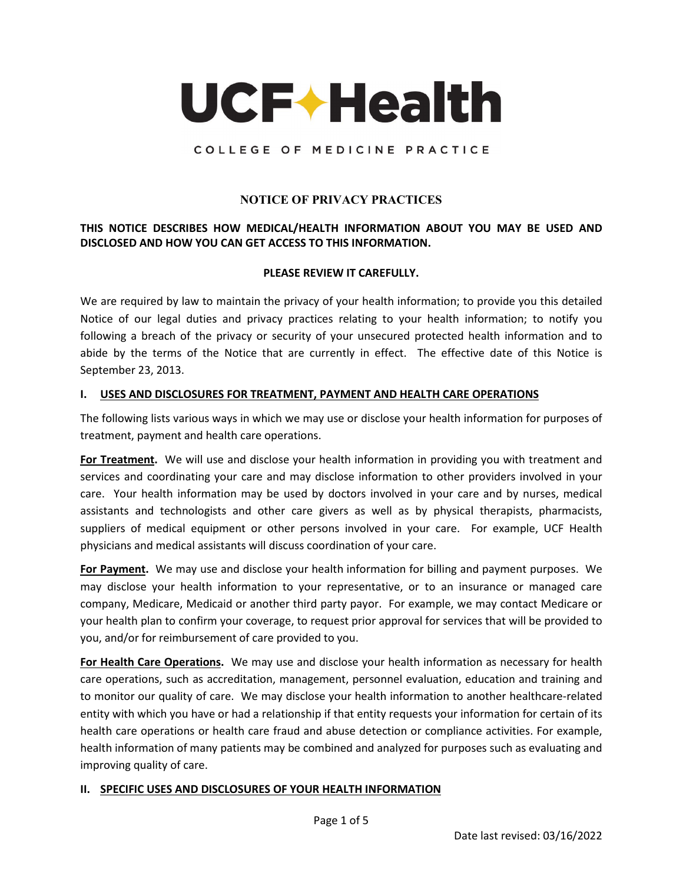# UCF Health

COLLEGE OF MEDICINE PRACTICE

## NOTICE OF PRIVACY PRACTICES

**THIS NOTICE DESCRIBES HOW MEDICAL/HEALTH INFORMATION ABOUT YOU MAY BE USED AND DISCLOSED AND HOW YOU CAN GET ACCESS TO THIS INFORMATION.**

**PLEASE REVIEW IT CAREFULLY.**

We are required by law to maintain the privacy of your health information; to provide you this detailed Notice of our legal duties and privacy practices relating to your health information; to notify you following a breach of the privacy or security of your unsecured protected health information and to abide by the terms of the Notice that are currently in effect. The effective date of this Notice is September 23, 2013.

### I. USES AND DISCLOSURES FOR TREATMENT, PAYMENT AND HEALTH CARE OPERATIONS

The following lists various ways in which we may use or disclose your health information for purposes of treatment, payment and health care operations.

**For Treatment.** We will use and disclose your health information in providing you with treatment and services and coordinating your care and may disclose information to other providers involved in your care. Your health information may be used by doctors involved in your care and by nurses, medical assistants and technologists and other care givers as well as by physical therapists, pharmacists, suppliers of medical equipment or other persons involved in your care. For example, UCF Health physicians and medical assistants will discuss coordination of your care.

**For Payment.** We may use and disclose your health information for billing and payment purposes. We may disclose your health information to your representative, or to an insurance or managed care company, Medicare, Medicaid or another third party payor. For example, we may contact Medicare or your health plan to confirm your coverage, to request prior approval for services that will be provided to you, and/or for reimbursement of care provided to you.

**For Health Care Operations.** We may use and disclose your health information as necessary for health care operations, such as accreditation, management, personnel evaluation, education and training and to monitor our quality of care. We may disclose your health information to another healthcare-related entity with which you have or had a relationship if that entity requests your information for certain of its health care operations or health care fraud and abuse detection or compliance activities. For example, health information of many patients may be combined and analyzed for purposes such as evaluating and improving quality of care.

### II. SPECIFIC USES AND DISCLOSURES OF YOUR HEALTH INFORMATION

Date last revised: 03/16/2022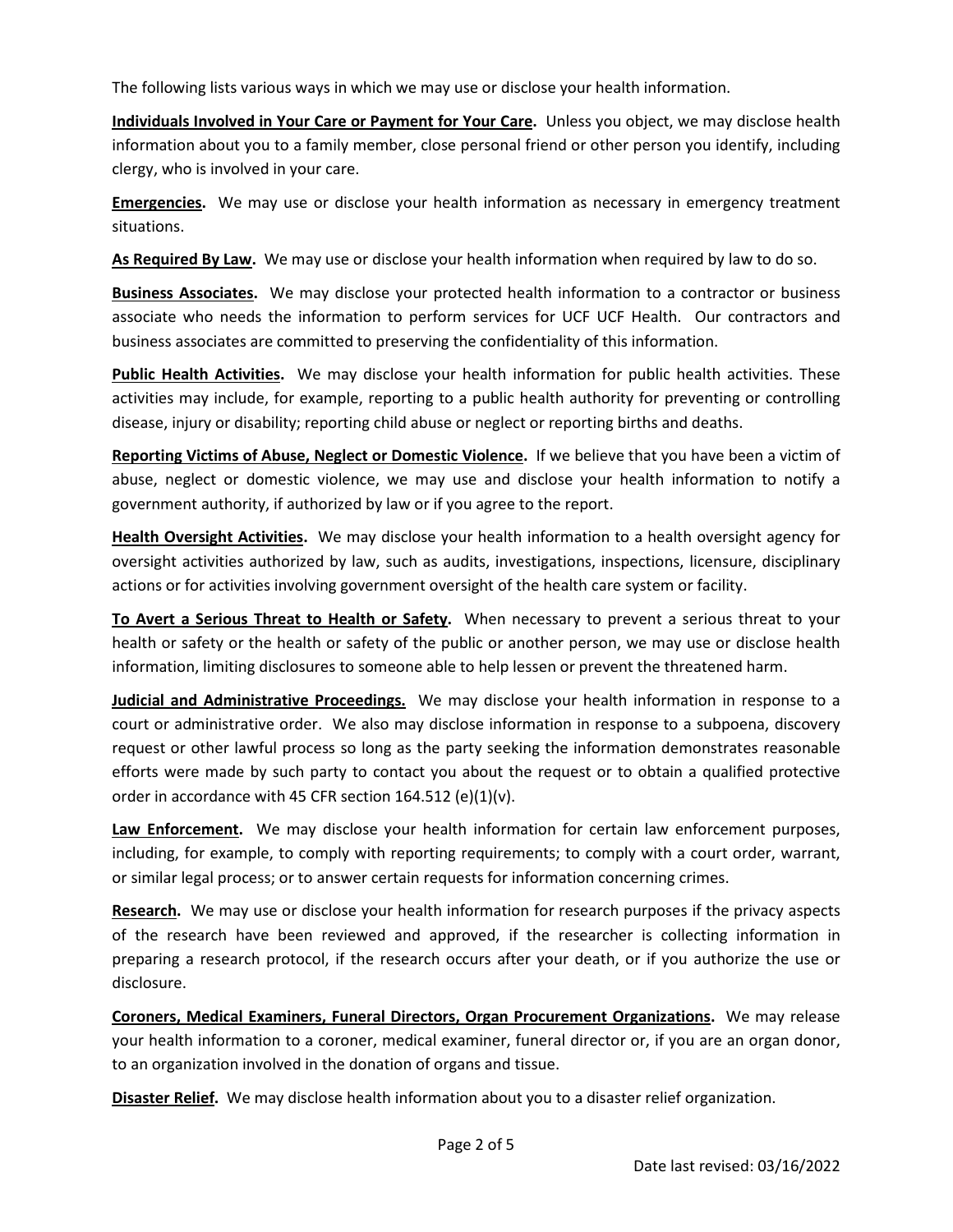The following lists various ways in which we may use or disclose your health information.

**Individuals Involved in Your Care or Payment for Your Care.** Unless you object, we may disclose health information about you to a family member, close personal friend or other person you identify, including clergy, who is involved in your care.

**Emergencies.** We may use or disclose your health information as necessary in emergency treatment situations.

**As Required By Law.** We may use or disclose your health information when required by law to do so.

**Business Associates.** We may disclose your protected health information to a contractor or business associate who needs the information to perform services for UCF UCF Health. Our contractors and business associates are committed to preserving the confidentiality of this information.

**Public Health Activities.** We may disclose your health information for public health activities. These activities may include, for example, reporting to a public health authority for preventing or controlling disease, injury or disability; reporting child abuse or neglect or reporting births and deaths.

**Reporting Victims of Abuse, Neglect or Domestic Violence.** If we believe that you have been a victim of abuse, neglect or domestic violence, we may use and disclose your health information to notify a government authority, if authorized by law or if you agree to the report.

**Health Oversight Activities.** We may disclose your health information to a health oversight agency for oversight activities authorized by law, such as audits, investigations, inspections, licensure, disciplinary actions or for activities involving government oversight of the health care system or facility.

**To Avert a Serious Threat to Health or Safety.** When necessary to prevent a serious threat to your health or safety or the health or safety of the public or another person, we may use or disclose health information, limiting disclosures to someone able to help lessen or prevent the threatened harm.

**Judicial and Administrative Proceedings.** We may disclose your health information in response to a court or administrative order. We also may disclose information in response to a subpoena, discovery request or other lawful process so long as the party seeking the information demonstrates reasonable efforts were made by such party to contact you about the request or to obtain a qualified protective order in accordance with 45 CFR section 164.512 (e)(1)(v).

**Law Enforcement.** We may disclose your health information for certain law enforcement purposes, including, for example, to comply with reporting requirements; to comply with a court order, warrant, or similar legal process; or to answer certain requests for information concerning crimes.

**Research.** We may use or disclose your health information for research purposes if the privacy aspects of the research have been reviewed and approved, if the researcher is collecting information in preparing a research protocol, if the research occurs after your death, or if you authorize the use or disclosure.

**Coroners, Medical Examiners, Funeral Directors, Organ Procurement Organizations.** We may release your health information to a coroner, medical examiner, funeral director or, if you are an organ donor, to an organization involved in the donation of organs and tissue.

**Disaster Relief.** We may disclose health information about you to a disaster relief organization.

Date last revised: 03/16/2022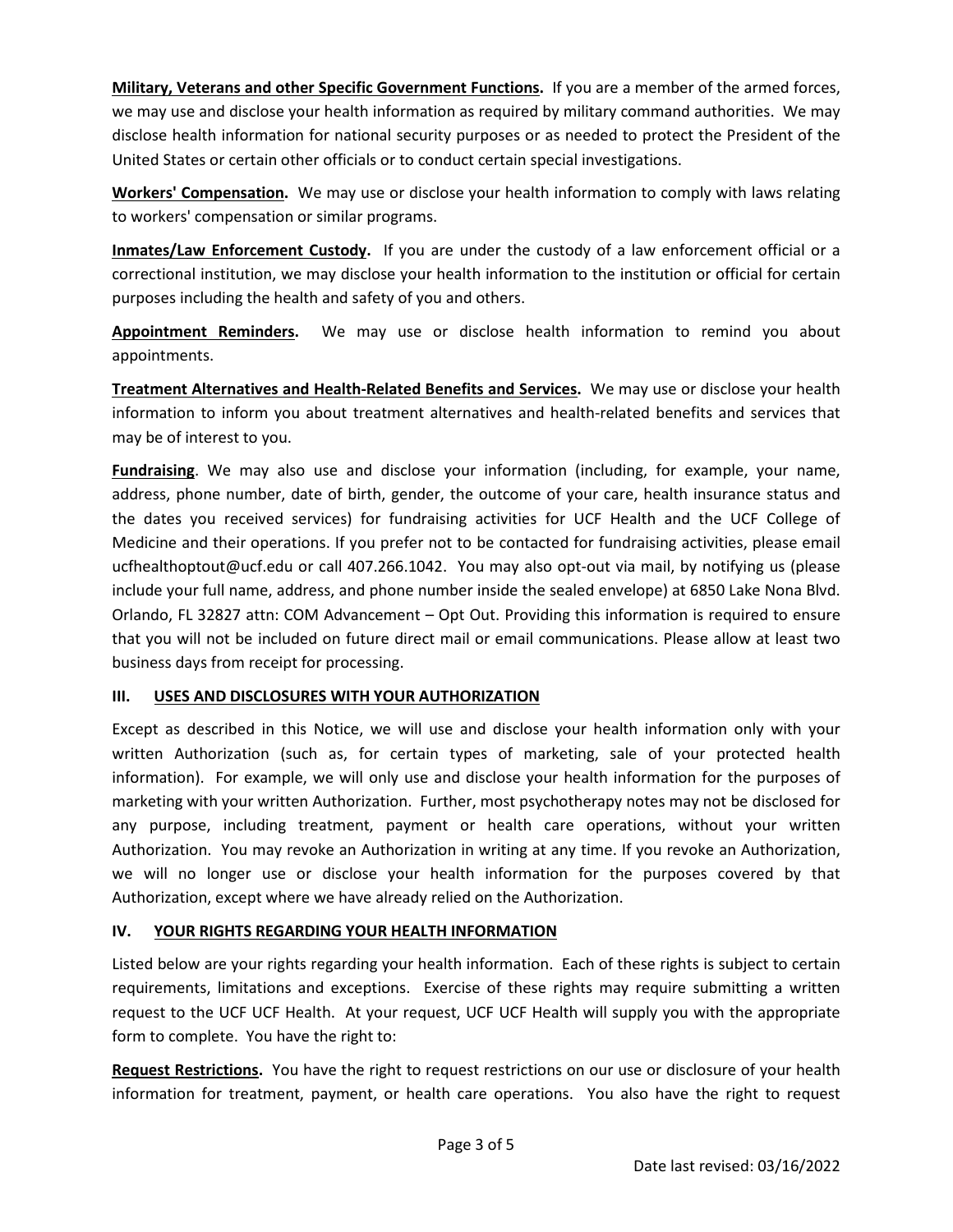**Military, Veterans and other Specific Government Functions.** If you are a member of the armed forces, we may use and disclose your health information as required by military command authorities. We may disclose health information for national security purposes or as needed to protect the President of the United States or certain other officials or to conduct certain special investigations.

**Workers' Compensation.** We may use or disclose your health information to comply with laws relating to workers' compensation or similar programs.

**Inmates/Law Enforcement Custody.** If you are under the custody of a law enforcement official or a correctional institution, we may disclose your health information to the institution or official for certain purposes including the health and safety of you and others.

**Appointment Reminders.** We may use or disclose health information to remind you about appointments.

**Treatment Alternatives and Health-Related Benefits and Services.** We may use or disclose your health information to inform you about treatment alternatives and health-related benefits and services that may be of interest to you.

**Fundraising**. We may also use and disclose your information (including, for example, your name, address, phone number, date of birth, gender, the outcome of your care, health insurance status and the dates you received services) for fundraising activities for UCF Health and the UCF College of Medicine and their operations. If you prefer not to be contacted for fundraising activities, please email ucfhealthoptout@ucf.edu or call 407.266.1042. You may also opt-out via mail, by notifying us (please include your full name, address, and phone number inside the sealed envelope) at 6850 Lake Nona Blvd. Orlando, FL 32827 attn: COM Advancement – Opt Out. Providing this information is required to ensure that you will not be included on future direct mail or email communications. Please allow at least two business days from receipt for processing.

## III. USES AND DISCLOSURES WITH YOUR AUTHORIZATION

Except as described in this Notice, we will use and disclose your health information only with your written Authorization (such as, for certain types of marketing, sale of your protected health information). For example, we will only use and disclose your health information for the purposes of marketing with your written Authorization. Further, most psychotherapy notes may not be disclosed for any purpose, including treatment, payment or health care operations, without your written Authorization. You may revoke an Authorization in writing at any time. If you revoke an Authorization, we will no longer use or disclose your health information for the purposes covered by that Authorization, except where we have already relied on the Authorization.

## IV. YOUR RIGHTS REGARDING YOUR HEALTH INFORMATION

Listed below are your rights regarding your health information. Each of these rights is subject to certain requirements, limitations and exceptions. Exercise of these rights may require submitting a written request to the UCF UCF Health. At your request, UCF UCF Health will supply you with the appropriate form to complete. You have the right to:

**Request Restrictions.** You have the right to request restrictions on our use or disclosure of your health information for treatment, payment, or health care operations. You also have the right to request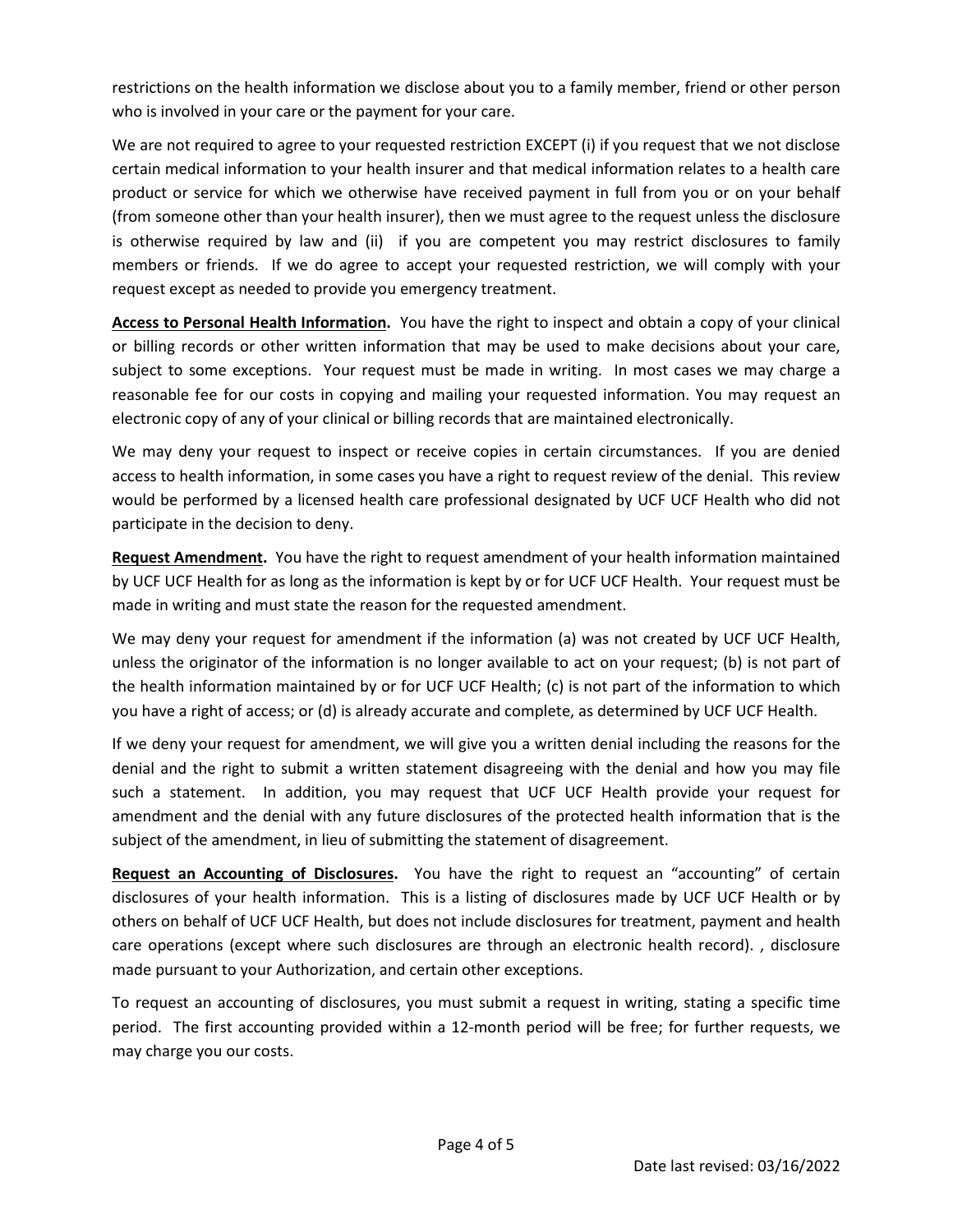restrictions on the health information we disclose about you to a family member, friend or other person who is involved in your care or the payment for your care.

We are not required to agree to your requested restriction EXCEPT (i) if you request that we not disclose certain medical information to your health insurer and that medical information relates to a health care product or service for which we otherwise have received payment in full from you or on your behalf (from someone other than your health insurer), then we must agree to the request unless the disclosure is otherwise required by law and (ii) if you are competent you may restrict disclosures to family members or friends. If we do agree to accept your requested restriction, we will comply with your request except as needed to provide you emergency treatment.

**Access to Personal Health Information.** You have the right to inspect and obtain a copy of your clinical or billing records or other written information that may be used to make decisions about your care, subject to some exceptions. Your request must be made in writing. In most cases we may charge a reasonable fee for our costs in copying and mailing your requested information. You may request an electronic copy of any of your clinical or billing records that are maintained electronically.

We may deny your request to inspect or receive copies in certain circumstances. If you are denied access to health information, in some cases you have a right to request review of the denial. This review would be performed by a licensed health care professional designated by UCF UCF Health who did not participate in the decision to deny.

**Request Amendment.** You have the right to request amendment of your health information maintained by UCF UCF Health for as long as the information is kept by or for UCF UCF Health. Your request must be made in writing and must state the reason for the requested amendment.

We may deny your request for amendment if the information (a) was not created by UCF UCF Health, unless the originator of the information is no longer available to act on your request; (b) is not part of the health information maintained by or for UCF UCF Health; (c) is not part of the information to which you have a right of access; or (d) is already accurate and complete, as determined by UCF UCF Health.

If we deny your request for amendment, we will give you a written denial including the reasons for the denial and the right to submit a written statement disagreeing with the denial and how you may file such a statement. In addition, you may request that UCF UCF Health provide your request for amendment and the denial with any future disclosures of the protected health information that is the subject of the amendment, in lieu of submitting the statement of disagreement.

**Request an Accounting of Disclosures.** You have the right to request an "accounting" of certain disclosures of your health information. This is a listing of disclosures made by UCF UCF Health or by others on behalf of UCF UCF Health, but does not include disclosures for treatment, payment and health care operations (except where such disclosures are through an electronic health record). , disclosure made pursuant to your Authorization, and certain other exceptions.

To request an accounting of disclosures, you must submit a request in writing, stating a specific time period. The first accounting provided within a 12-month period will be free; for further requests, we may charge you our costs.

Date last revised: 03/16/2022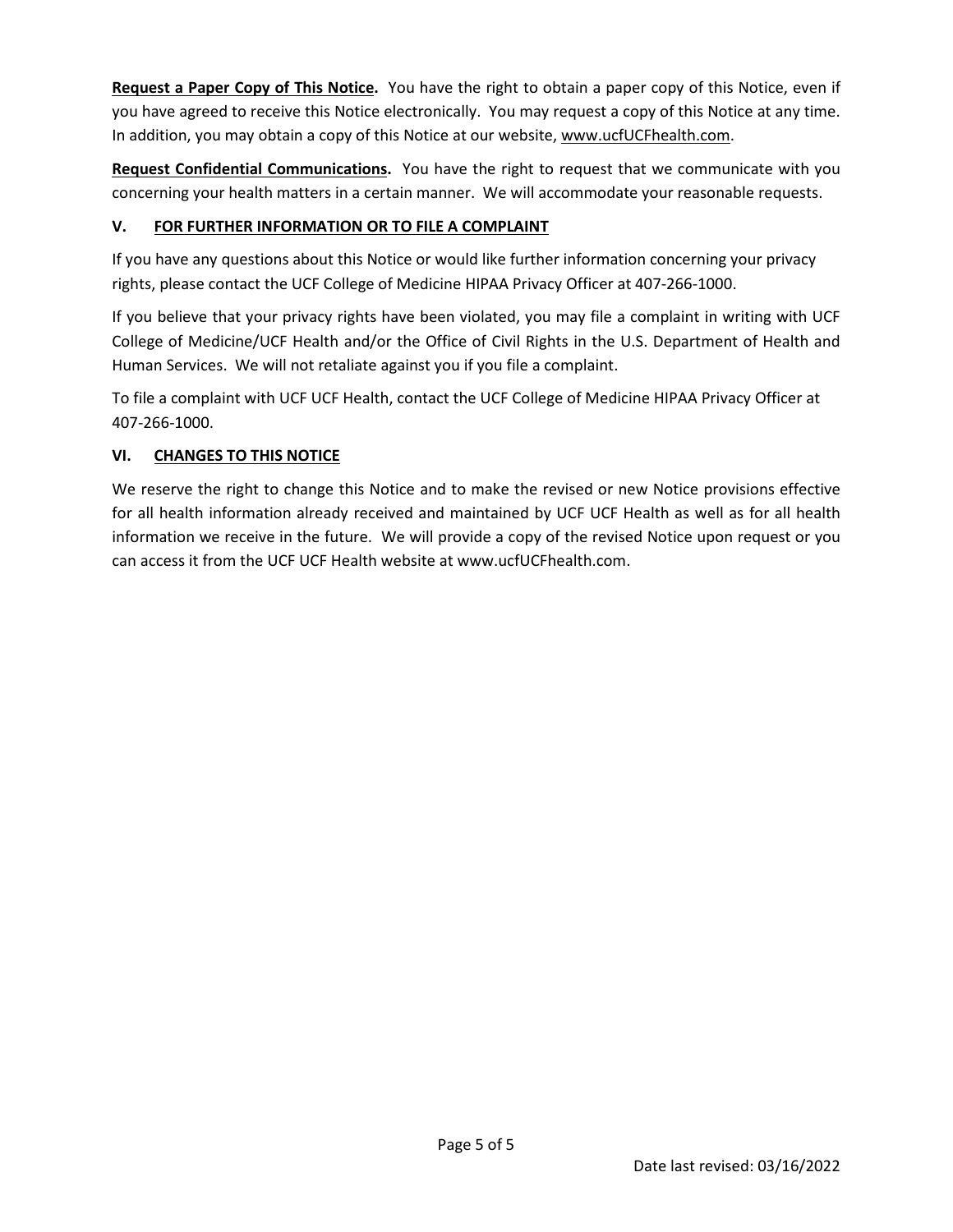**Request a Paper Copy of This Notice.** You have the right to obtain a paper copy of this Notice, even if you have agreed to receive this Notice electronically. You may request a copy of this Notice at any time. In addition, you may obtain a copy of this Notice at our website, www.ucfUCFhealth.com.

**Request Confidential Communications.** You have the right to request that we communicate with you concerning your health matters in a certain manner. We will accommodate your reasonable requests.

## V. FOR FURTHER INFORMATION OR TO FILE A COMPLAINT

If you have any questions about this Notice or would like further information concerning your privacy rights, please contact the UCF College of Medicine HIPAA Privacy Officer at 407-266-1000.

If you believe that your privacy rights have been violated, you may file a complaint in writing with UCF College of Medicine/UCF Health and/or the Office of Civil Rights in the U.S. Department of Health and Human Services. We will not retaliate against you if you file a complaint.

To file a complaint with UCF UCF Health, contact the UCF College of Medicine HIPAA Privacy Officer at 407-266-1000.

## VI. CHANGES TO THIS NOTICE

We reserve the right to change this Notice and to make the revised or new Notice provisions effective for all health information already received and maintained by UCF UCF Health as well as for all health information we receive in the future. We will provide a copy of the revised Notice upon request or you can access it from the UCF UCF Health website at www.ucfUCFhealth.com.

Date last revised: 03/16/2022